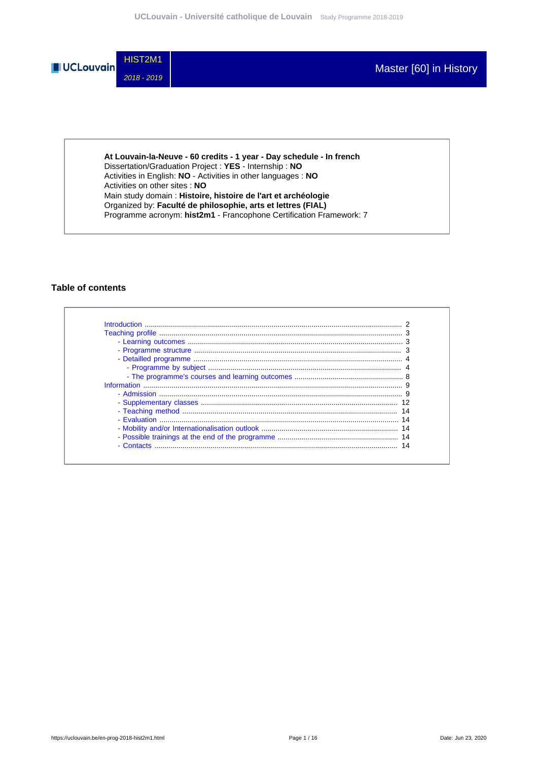HIST2M1

*2018 - 2019*

# Master [60] in History

**At Louvain-la-Neuve - 60 credits - 1 year - Day schedule - In french**
Dissertation/Graduation Project : **YES** - Internship : **NO**
Activities in English: **NO** - Activities in other languages : **NO**
Activities on other sites : **NO**
Main study domain : **Histoire, histoire de l'art et archéologie**
Organized by: **Faculté de philosophie, arts et lettres (FIAL)**
Programme acronym: **hist2m1** - Francophone Certification Framework: 7

## Table of contents

- Introduction ........ 2
- Teaching profile ........ 3
  - Learning outcomes ........ 3
  - Programme structure ........ 3
  - Detailled programme ........ 4
    - Programme by subject ........ 4
    - The programme's courses and learning outcomes ........ 8
- Information ........ 9
  - Admission ........ 9
  - Supplementary classes ........ 12
  - Teaching method ........ 14
  - Evaluation ........ 14
  - Mobility and/or Internationalisation outlook ........ 14
  - Possible trainings at the end of the programme ........ 14
  - Contacts ........ 14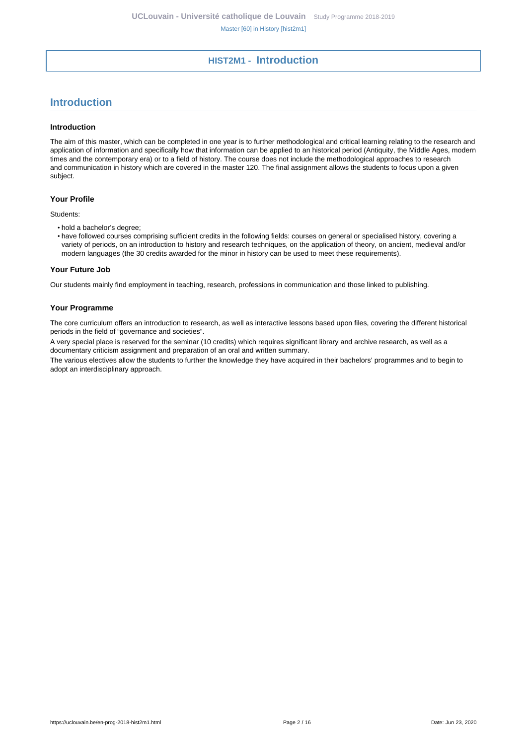# HIST2M1 - Introduction

## Introduction

### Introduction

The aim of this master, which can be completed in one year is to further methodological and critical learning relating to the research and application of information and specifically how that information can be applied to an historical period (Antiquity, the Middle Ages, modern times and the contemporary era) or to a field of history. The course does not include the methodological approaches to research and communication in history which are covered in the master 120. The final assignment allows the students to focus upon a given subject.

### Your Profile

Students:

- hold a bachelor's degree;
- have followed courses comprising sufficient credits in the following fields: courses on general or specialised history, covering a variety of periods, on an introduction to history and research techniques, on the application of theory, on ancient, medieval and/or modern languages (the 30 credits awarded for the minor in history can be used to meet these requirements).

### Your Future Job

Our students mainly find employment in teaching, research, professions in communication and those linked to publishing.

### Your Programme

The core curriculum offers an introduction to research, as well as interactive lessons based upon files, covering the different historical periods in the field of "governance and societies".

A very special place is reserved for the seminar (10 credits) which requires significant library and archive research, as well as a documentary criticism assignment and preparation of an oral and written summary.

The various electives allow the students to further the knowledge they have acquired in their bachelors' programmes and to begin to adopt an interdisciplinary approach.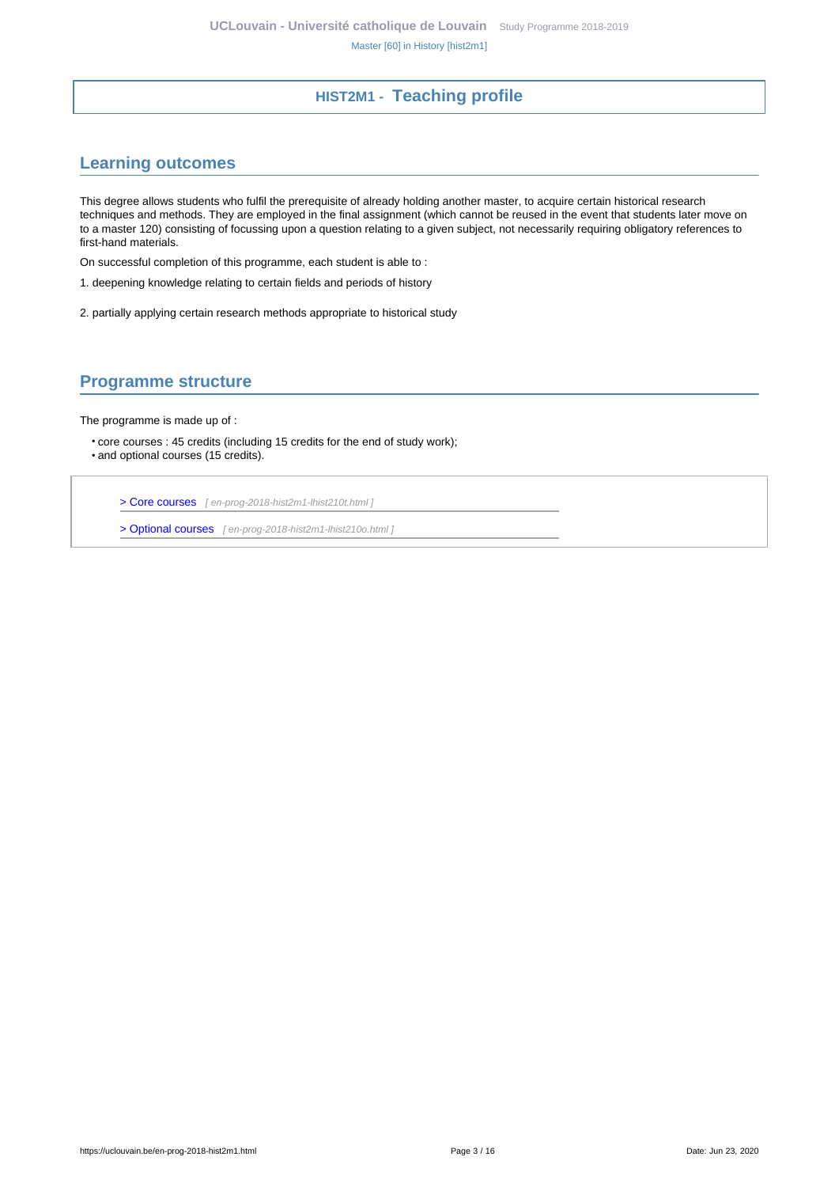# HIST2M1 - Teaching profile

## Learning outcomes

This degree allows students who fulfil the prerequisite of already holding another master, to acquire certain historical research techniques and methods. They are employed in the final assignment (which cannot be reused in the event that students later move on to a master 120) consisting of focussing upon a question relating to a given subject, not necessarily requiring obligatory references to first-hand materials.

On successful completion of this programme, each student is able to :

1. deepening knowledge relating to certain fields and periods of history

2. partially applying certain research methods appropriate to historical study

## Programme structure

The programme is made up of :

- core courses : 45 credits (including 15 credits for the end of study work);
- and optional courses (15 credits).

> Core courses [ en-prog-2018-hist2m1-lhist210t.html ]

> Optional courses [ en-prog-2018-hist2m1-lhist210o.html ]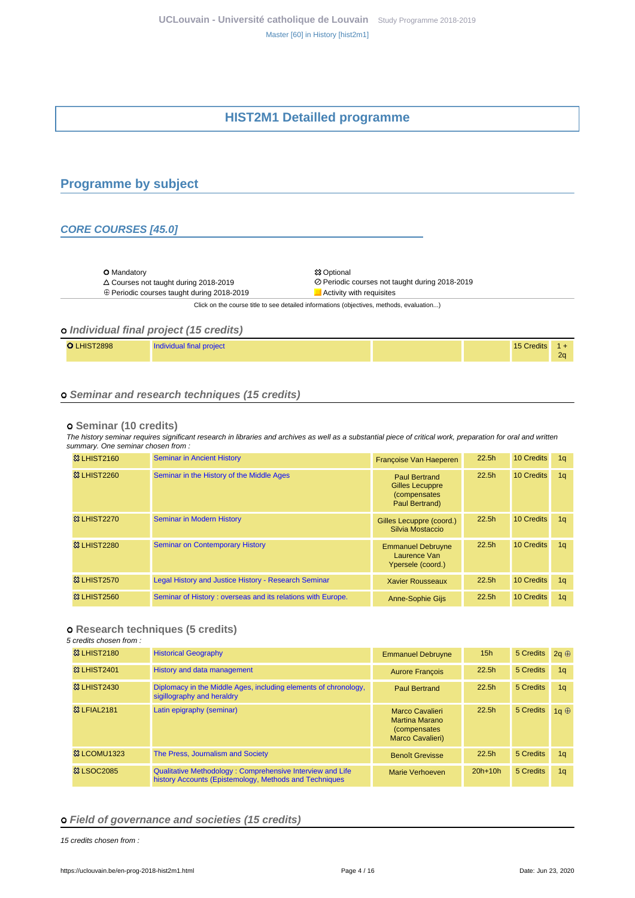# HIST2M1 Detailled programme

## Programme by subject

### CORE COURSES [45.0]

| | |
|---|---|
| O Mandatory | ⚄ Optional |
| △ Courses not taught during 2018-2019 | ⊘ Periodic courses not taught during 2018-2019 |
| ⊕ Periodic courses taught during 2018-2019 | Activity with requisites |

Click on the course title to see detailed informations (objectives, methods, evaluation...)

#### o Individual final project (15 credits)

| | | | | | |
|---|---|---|---|---|---|
| O LHIST2898 | Individual final project | | | 15 Credits | 1 + 2q |

#### o Seminar and research techniques (15 credits)

##### o Seminar (10 credits)

*The history seminar requires significant research in libraries and archives as well as a substantial piece of critical work, preparation for oral and written summary. One seminar chosen from :*

| | | | | | |
|---|---|---|---|---|---|
| ⚄ LHIST2160 | Seminar in Ancient History | Françoise Van Haeperen | 22.5h | 10 Credits | 1q |
| ⚄ LHIST2260 | Seminar in the History of the Middle Ages | Paul Bertrand<br>Gilles Lecuppre (compensates Paul Bertrand) | 22.5h | 10 Credits | 1q |
| ⚄ LHIST2270 | Seminar in Modern History | Gilles Lecuppre (coord.)<br>Silvia Mostaccio | 22.5h | 10 Credits | 1q |
| ⚄ LHIST2280 | Seminar on Contemporary History | Emmanuel Debruyne<br>Laurence Van Ypersele (coord.) | 22.5h | 10 Credits | 1q |
| ⚄ LHIST2570 | Legal History and Justice History - Research Seminar | Xavier Rousseaux | 22.5h | 10 Credits | 1q |
| ⚄ LHIST2560 | Seminar of History : overseas and its relations with Europe. | Anne-Sophie Gijs | 22.5h | 10 Credits | 1q |

##### o Research techniques (5 credits)

*5 credits chosen from :*

| | | | | | |
|---|---|---|---|---|---|
| ⚄ LHIST2180 | Historical Geography | Emmanuel Debruyne | 15h | 5 Credits | 2q ⊕ |
| ⚄ LHIST2401 | History and data management | Aurore François | 22.5h | 5 Credits | 1q |
| ⚄ LHIST2430 | Diplomacy in the Middle Ages, including elements of chronology, sigillography and heraldry | Paul Bertrand | 22.5h | 5 Credits | 1q |
| ⚄ LFIAL2181 | Latin epigraphy (seminar) | Marco Cavalieri<br>Martina Marano (compensates Marco Cavalieri) | 22.5h | 5 Credits | 1q ⊕ |
| ⚄ LCOMU1323 | The Press, Journalism and Society | Benoît Grevisse | 22.5h | 5 Credits | 1q |
| ⚄ LSOC2085 | Qualitative Methodology : Comprehensive Interview and Life history Accounts (Epistemology, Methods and Techniques | Marie Verhoeven | 20h+10h | 5 Credits | 1q |

#### o Field of governance and societies (15 credits)

*15 credits chosen from :*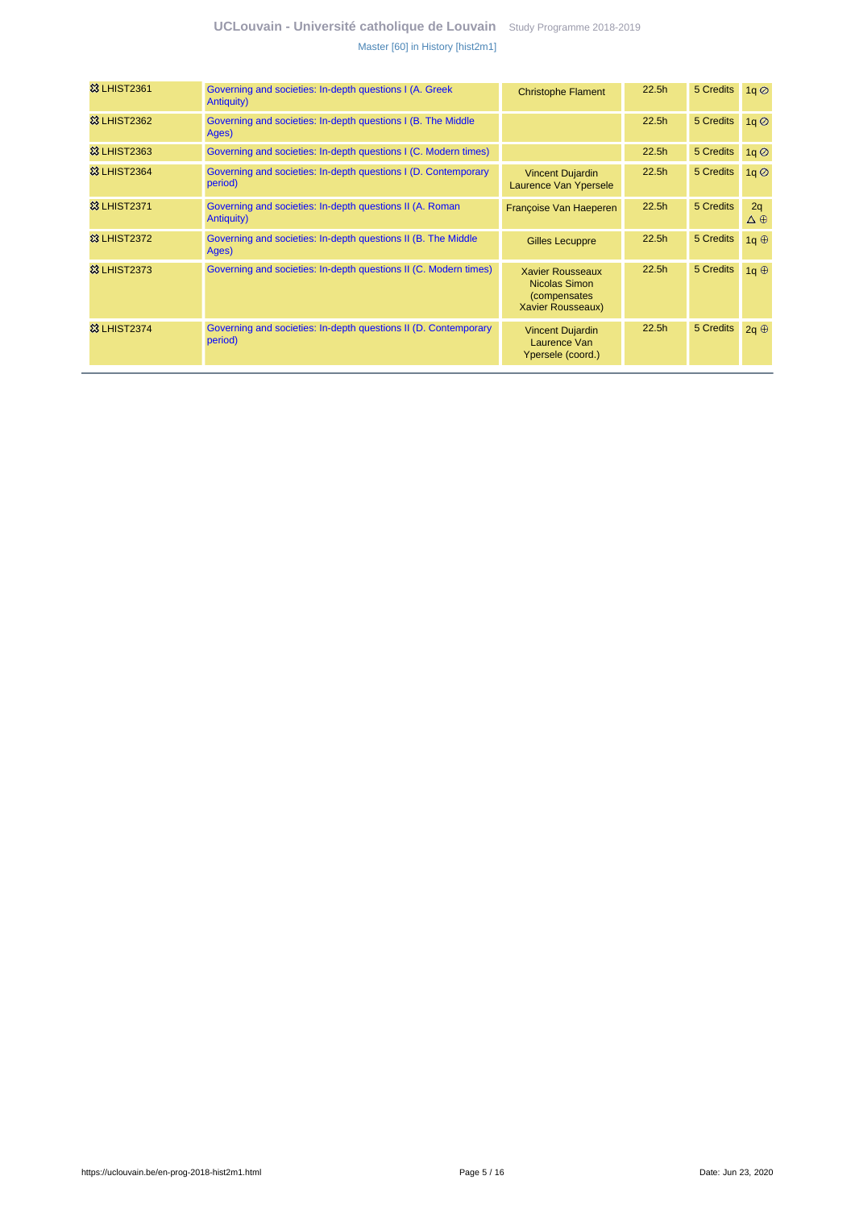| | | | | | |
|---|---|---|---|---|---|
| 🞴 LHIST2361 | Governing and societies: In-depth questions I (A. Greek Antiquity) | Christophe Flament | 22.5h | 5 Credits | 1q ⊘ |
| 🞴 LHIST2362 | Governing and societies: In-depth questions I (B. The Middle Ages) | | 22.5h | 5 Credits | 1q ⊘ |
| 🞴 LHIST2363 | Governing and societies: In-depth questions I (C. Modern times) | | 22.5h | 5 Credits | 1q ⊘ |
| 🞴 LHIST2364 | Governing and societies: In-depth questions I (D. Contemporary period) | Vincent Dujardin<br>Laurence Van Ypersele | 22.5h | 5 Credits | 1q ⊘ |
| 🞴 LHIST2371 | Governing and societies: In-depth questions II (A. Roman Antiquity) | Françoise Van Haeperen | 22.5h | 5 Credits | 2q △ ⊕ |
| 🞴 LHIST2372 | Governing and societies: In-depth questions II (B. The Middle Ages) | Gilles Lecuppre | 22.5h | 5 Credits | 1q ⊕ |
| 🞴 LHIST2373 | Governing and societies: In-depth questions II (C. Modern times) | Xavier Rousseaux<br>Nicolas Simon (compensates Xavier Rousseaux) | 22.5h | 5 Credits | 1q ⊕ |
| 🞴 LHIST2374 | Governing and societies: In-depth questions II (D. Contemporary period) | Vincent Dujardin<br>Laurence Van Ypersele (coord.) | 22.5h | 5 Credits | 2q ⊕ |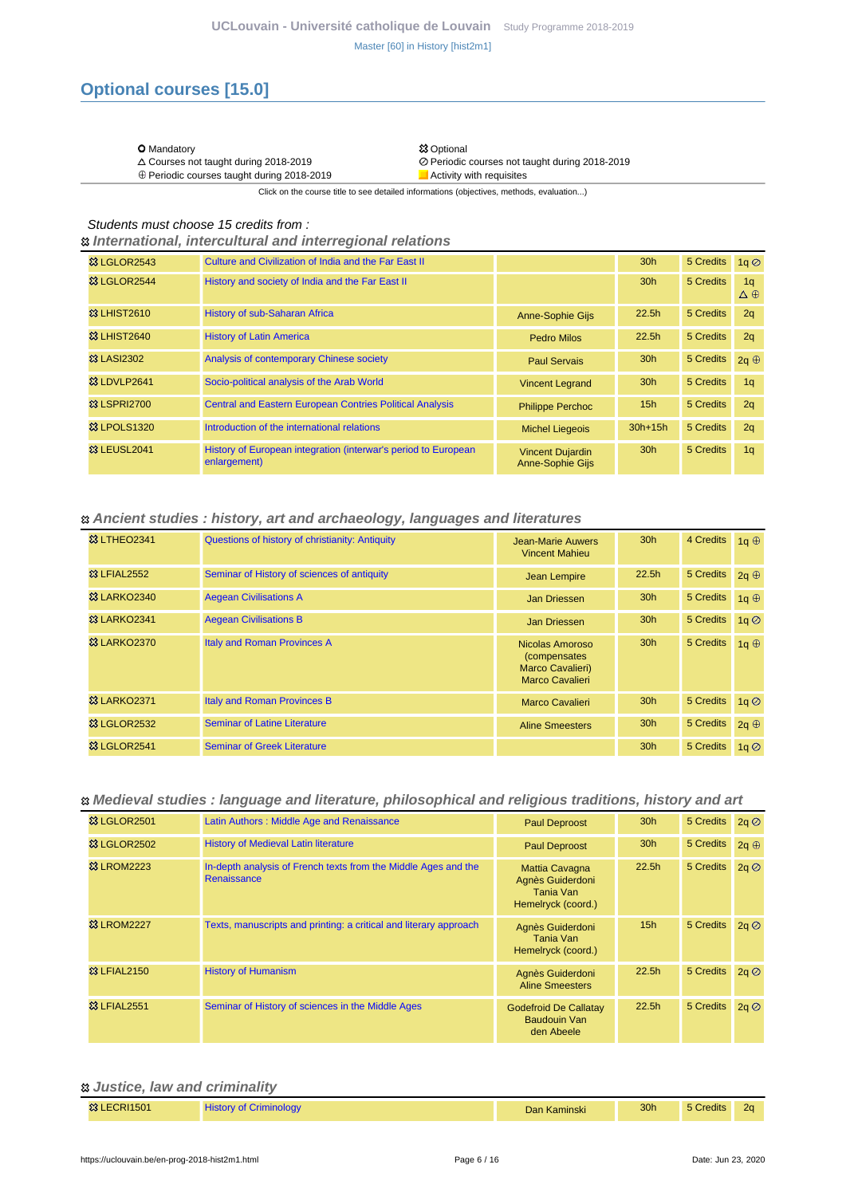## Optional courses [15.0]

| | |
|---|---|
| ○ Mandatory | ✲ Optional |
| △ Courses not taught during 2018-2019 | ⊘ Periodic courses not taught during 2018-2019 |
| ⊕ Periodic courses taught during 2018-2019 | ■ Activity with requisites |

Click on the course title to see detailed informations (objectives, methods, evaluation...)

*Students must choose 15 credits from :*

### ✲ International, intercultural and interregional relations

| Code | Title | Teachers | Hours | Credits | Term |
|---|---|---|---|---|---|
| ✲ LGLOR2543 | Culture and Civilization of India and the Far East II | | 30h | 5 Credits | 1q ⊘ |
| ✲ LGLOR2544 | History and society of India and the Far East II | | 30h | 5 Credits | 1q △ ⊕ |
| ✲ LHIST2610 | History of sub-Saharan Africa | Anne-Sophie Gijs | 22.5h | 5 Credits | 2q |
| ✲ LHIST2640 | History of Latin America | Pedro Milos | 22.5h | 5 Credits | 2q |
| ✲ LASI2302 | Analysis of contemporary Chinese society | Paul Servais | 30h | 5 Credits | 2q ⊕ |
| ✲ LDVLP2641 | Socio-political analysis of the Arab World | Vincent Legrand | 30h | 5 Credits | 1q |
| ✲ LSPRI2700 | Central and Eastern European Contries Political Analysis | Philippe Perchoc | 15h | 5 Credits | 2q |
| ✲ LPOLS1320 | Introduction of the international relations | Michel Liegeois | 30h+15h | 5 Credits | 2q |
| ✲ LEUSL2041 | History of European integration (interwar's period to European enlargement) | Vincent Dujardin Anne-Sophie Gijs | 30h | 5 Credits | 1q |

### ✲ Ancient studies : history, art and archaeology, languages and literatures

| Code | Title | Teachers | Hours | Credits | Term |
|---|---|---|---|---|---|
| ✲ LTHEO2341 | Questions of history of christianity: Antiquity | Jean-Marie Auwers Vincent Mahieu | 30h | 4 Credits | 1q ⊕ |
| ✲ LFIAL2552 | Seminar of History of sciences of antiquity | Jean Lempire | 22.5h | 5 Credits | 2q ⊕ |
| ✲ LARKO2340 | Aegean Civilisations A | Jan Driessen | 30h | 5 Credits | 1q ⊕ |
| ✲ LARKO2341 | Aegean Civilisations B | Jan Driessen | 30h | 5 Credits | 1q ⊘ |
| ✲ LARKO2370 | Italy and Roman Provinces A | Nicolas Amoroso (compensates Marco Cavalieri) Marco Cavalieri | 30h | 5 Credits | 1q ⊕ |
| ✲ LARKO2371 | Italy and Roman Provinces B | Marco Cavalieri | 30h | 5 Credits | 1q ⊘ |
| ✲ LGLOR2532 | Seminar of Latine Literature | Aline Smeesters | 30h | 5 Credits | 2q ⊕ |
| ✲ LGLOR2541 | Seminar of Greek Literature | | 30h | 5 Credits | 1q ⊘ |

### ✲ Medieval studies : language and literature, philosophical and religious traditions, history and art

| Code | Title | Teachers | Hours | Credits | Term |
|---|---|---|---|---|---|
| ✲ LGLOR2501 | Latin Authors : Middle Age and Renaissance | Paul Deproost | 30h | 5 Credits | 2q ⊘ |
| ✲ LGLOR2502 | History of Medieval Latin literature | Paul Deproost | 30h | 5 Credits | 2q ⊕ |
| ✲ LROM2223 | In-depth analysis of French texts from the Middle Ages and the Renaissance | Mattia Cavagna Agnès Guiderdoni Tania Van Hemelryck (coord.) | 22.5h | 5 Credits | 2q ⊘ |
| ✲ LROM2227 | Texts, manuscripts and printing: a critical and literary approach | Agnès Guiderdoni Tania Van Hemelryck (coord.) | 15h | 5 Credits | 2q ⊘ |
| ✲ LFIAL2150 | History of Humanism | Agnès Guiderdoni Aline Smeesters | 22.5h | 5 Credits | 2q ⊘ |
| ✲ LFIAL2551 | Seminar of History of sciences in the Middle Ages | Godefroid De Callatay Baudouin Van den Abeele | 22.5h | 5 Credits | 2q ⊘ |

### ✲ Justice, law and criminality

| Code | Title | Teachers | Hours | Credits | Term |
|---|---|---|---|---|---|
| ✲ LECRI1501 | History of Criminology | Dan Kaminski | 30h | 5 Credits | 2q |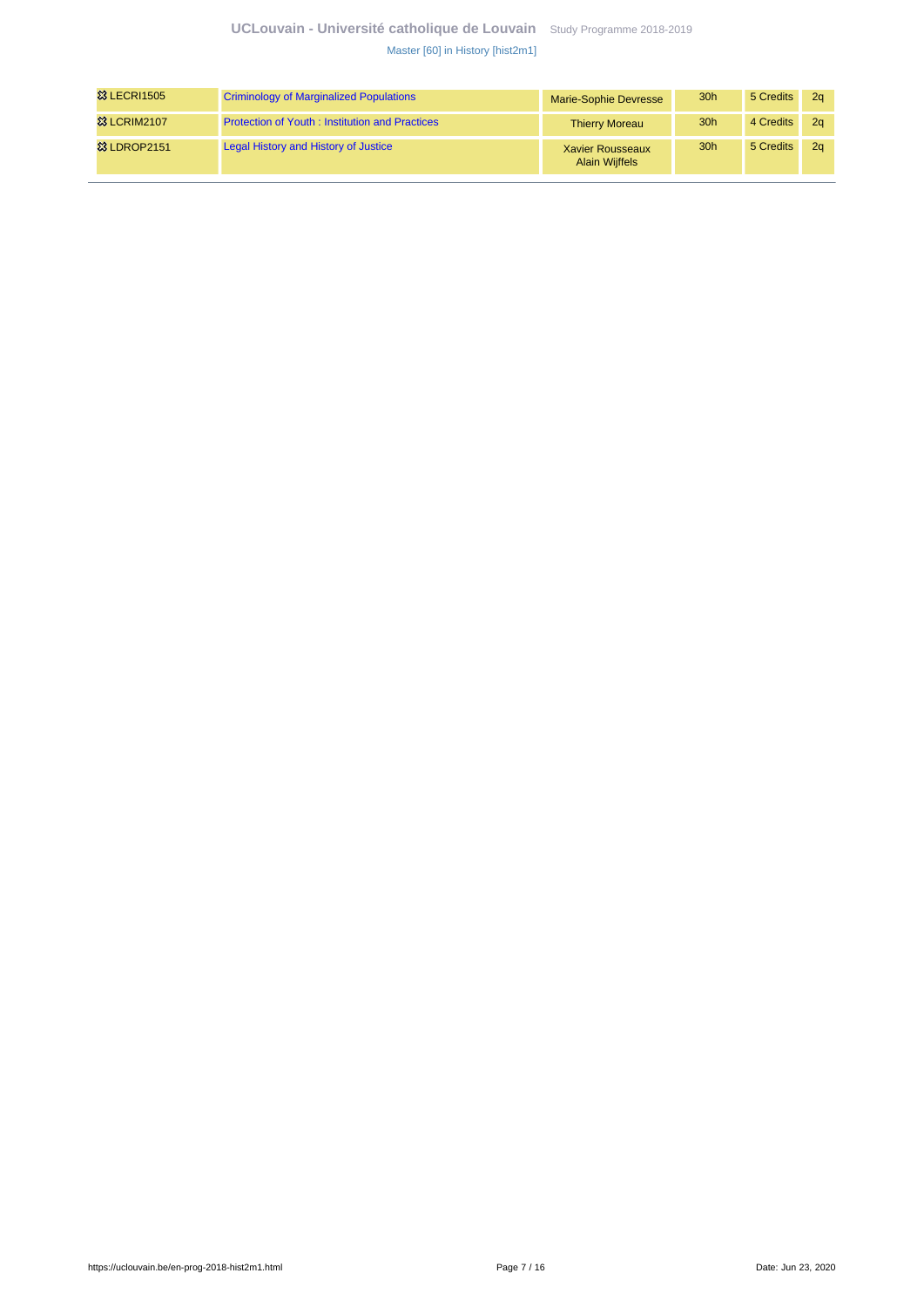| | | | | | |
|---|---|---|---|---|---|
| ✲ LECRI1505 | Criminology of Marginalized Populations | Marie-Sophie Devresse | 30h | 5 Credits | 2q |
| ✲ LCRIM2107 | Protection of Youth : Institution and Practices | Thierry Moreau | 30h | 4 Credits | 2q |
| ✲ LDROP2151 | Legal History and History of Justice | Xavier Rousseaux<br>Alain Wijffels | 30h | 5 Credits | 2q |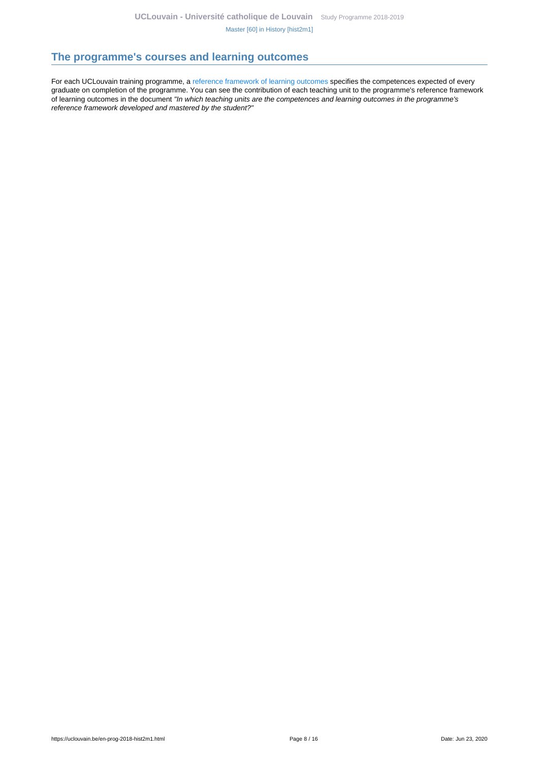## The programme's courses and learning outcomes

For each UCLouvain training programme, a reference framework of learning outcomes specifies the competences expected of every graduate on completion of the programme. You can see the contribution of each teaching unit to the programme's reference framework of learning outcomes in the document *"In which teaching units are the competences and learning outcomes in the programme's reference framework developed and mastered by the student?"*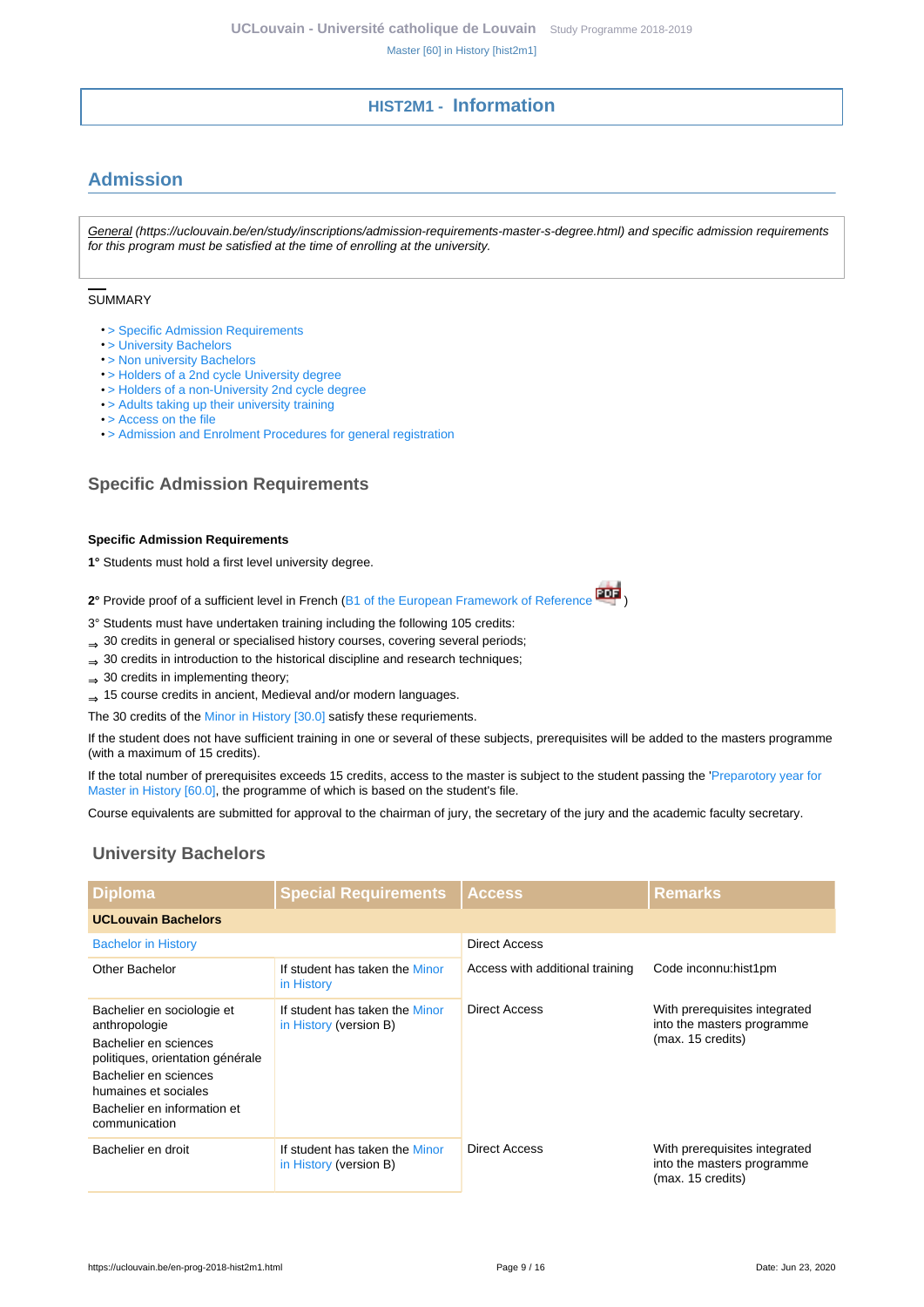# HIST2M1 - Information

## Admission

*General (https://uclouvain.be/en/study/inscriptions/admission-requirements-master-s-degree.html) and specific admission requirements for this program must be satisfied at the time of enrolling at the university.*

SUMMARY

- > Specific Admission Requirements
- > University Bachelors
- > Non university Bachelors
- > Holders of a 2nd cycle University degree
- > Holders of a non-University 2nd cycle degree
- > Adults taking up their university training
- > Access on the file
- > Admission and Enrolment Procedures for general registration

### Specific Admission Requirements

**Specific Admission Requirements**

**1°** Students must hold a first level university degree.

**2°** Provide proof of a sufficient level in French (B1 of the European Framework of Reference )

3° Students must have undertaken training including the following 105 credits:

⇒ 30 credits in general or specialised history courses, covering several periods;
⇒ 30 credits in introduction to the historical discipline and research techniques;
⇒ 30 credits in implementing theory;
⇒ 15 course credits in ancient, Medieval and/or modern languages.

The 30 credits of the Minor in History [30.0] satisfy these requriements.

If the student does not have sufficient training in one or several of these subjects, prerequisites will be added to the masters programme (with a maximum of 15 credits).

If the total number of prerequisites exceeds 15 credits, access to the master is subject to the student passing the 'Preparotory year for Master in History [60.0], the programme of which is based on the student's file.

Course equivalents are submitted for approval to the chairman of jury, the secretary of the jury and the academic faculty secretary.

### University Bachelors

| Diploma | Special Requirements | Access | Remarks |
|---|---|---|---|
| **UCLouvain Bachelors** | | | |
| Bachelor in History | | Direct Access | |
| Other Bachelor | If student has taken the Minor in History | Access with additional training | Code inconnu:hist1pm |
| Bachelier en sociologie et anthropologie<br>Bachelier en sciences politiques, orientation générale<br>Bachelier en sciences humaines et sociales<br>Bachelier en information et communication | If student has taken the Minor in History (version B) | Direct Access | With prerequisites integrated into the masters programme (max. 15 credits) |
| Bachelier en droit | If student has taken the Minor in History (version B) | Direct Access | With prerequisites integrated into the masters programme (max. 15 credits) |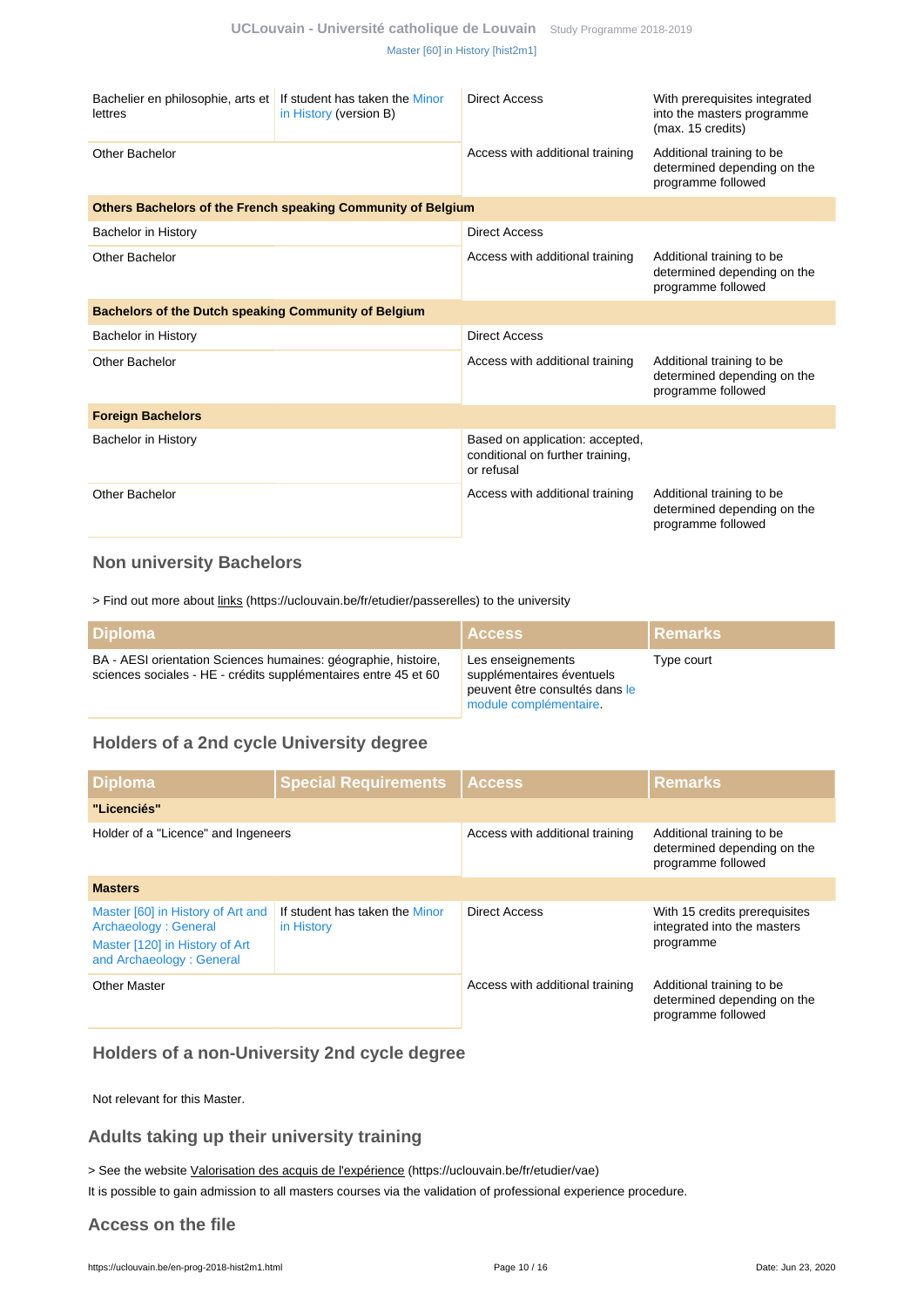| | | | |
|---|---|---|---|
| Bachelier en philosophie, arts et lettres | If student has taken the Minor in History (version B) | Direct Access | With prerequisites integrated into the masters programme (max. 15 credits) |
| Other Bachelor | | Access with additional training | Additional training to be determined depending on the programme followed |
| **Others Bachelors of the French speaking Community of Belgium** | | | |
| Bachelor in History | | Direct Access | |
| Other Bachelor | | Access with additional training | Additional training to be determined depending on the programme followed |
| **Bachelors of the Dutch speaking Community of Belgium** | | | |
| Bachelor in History | | Direct Access | |
| Other Bachelor | | Access with additional training | Additional training to be determined depending on the programme followed |
| **Foreign Bachelors** | | | |
| Bachelor in History | | Based on application: accepted, conditional on further training, or refusal | |
| Other Bachelor | | Access with additional training | Additional training to be determined depending on the programme followed |

### Non university Bachelors

> Find out more about links (https://uclouvain.be/fr/etudier/passerelles) to the university

| Diploma | Access | Remarks |
|---|---|---|
| BA - AESI orientation Sciences humaines: géographie, histoire, sciences sociales - HE - crédits supplémentaires entre 45 et 60 | Les enseignements supplémentaires éventuels peuvent être consultés dans le module complémentaire. | Type court |

### Holders of a 2nd cycle University degree

| Diploma | Special Requirements | Access | Remarks |
|---|---|---|---|
| **"Licenciés"** | | | |
| Holder of a "Licence" and Ingeneers | | Access with additional training | Additional training to be determined depending on the programme followed |
| **Masters** | | | |
| Master [60] in History of Art and Archaeology : General<br>Master [120] in History of Art and Archaeology : General | If student has taken the Minor in History | Direct Access | With 15 credits prerequisites integrated into the masters programme |
| Other Master | | Access with additional training | Additional training to be determined depending on the programme followed |

### Holders of a non-University 2nd cycle degree

Not relevant for this Master.

### Adults taking up their university training

> See the website Valorisation des acquis de l'expérience (https://uclouvain.be/fr/etudier/vae)

It is possible to gain admission to all masters courses via the validation of professional experience procedure.

### Access on the file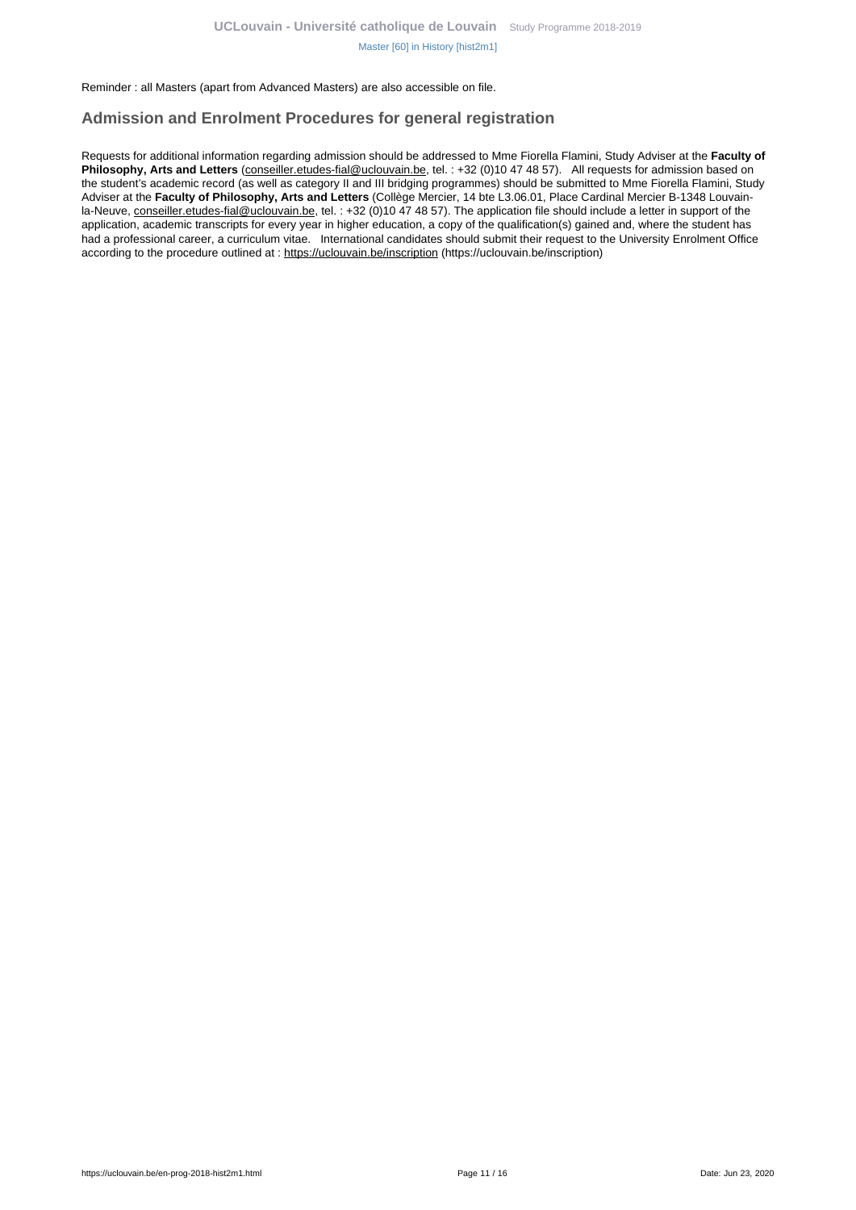Reminder : all Masters (apart from Advanced Masters) are also accessible on file.

## Admission and Enrolment Procedures for general registration

Requests for additional information regarding admission should be addressed to Mme Fiorella Flamini, Study Adviser at the **Faculty of Philosophy, Arts and Letters** (conseiller.etudes-fial@uclouvain.be, tel. : +32 (0)10 47 48 57). All requests for admission based on the student's academic record (as well as category II and III bridging programmes) should be submitted to Mme Fiorella Flamini, Study Adviser at the **Faculty of Philosophy, Arts and Letters** (Collège Mercier, 14 bte L3.06.01, Place Cardinal Mercier B-1348 Louvain-la-Neuve, conseiller.etudes-fial@uclouvain.be, tel. : +32 (0)10 47 48 57). The application file should include a letter in support of the application, academic transcripts for every year in higher education, a copy of the qualification(s) gained and, where the student has had a professional career, a curriculum vitae. International candidates should submit their request to the University Enrolment Office according to the procedure outlined at : https://uclouvain.be/inscription (https://uclouvain.be/inscription)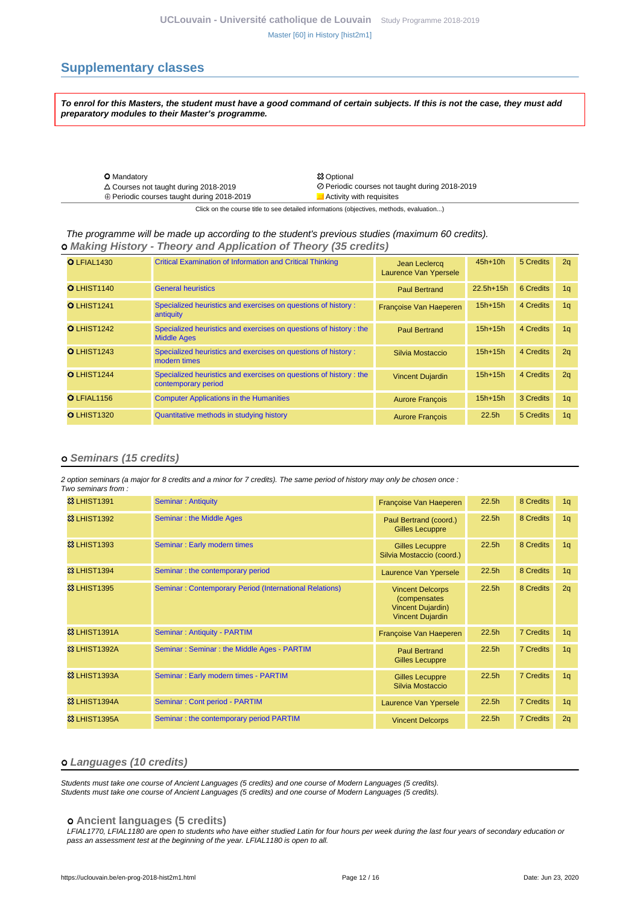## Supplementary classes

***To enrol for this Masters, the student must have a good command of certain subjects. If this is not the case, they must add preparatory modules to their Master's programme.***

| | |
|---|---|
| O Mandatory | ✿ Optional |
| △ Courses not taught during 2018-2019 | ⊘ Periodic courses not taught during 2018-2019 |
| ⊕ Periodic courses taught during 2018-2019 | Activity with requisites |

Click on the course title to see detailed informations (objectives, methods, evaluation...)

*The programme will be made up according to the student's previous studies (maximum 60 credits).*

### o *Making History - Theory and Application of Theory (35 credits)*

| Code | Course | Teachers | Hours | Credits | Quarter |
|---|---|---|---|---|---|
| O LFIAL1430 | Critical Examination of Information and Critical Thinking | Jean Leclercq<br>Laurence Van Ypersele | 45h+10h | 5 Credits | 2q |
| O LHIST1140 | General heuristics | Paul Bertrand | 22.5h+15h | 6 Credits | 1q |
| O LHIST1241 | Specialized heuristics and exercises on questions of history : antiquity | Françoise Van Haeperen | 15h+15h | 4 Credits | 1q |
| O LHIST1242 | Specialized heuristics and exercises on questions of history : the Middle Ages | Paul Bertrand | 15h+15h | 4 Credits | 1q |
| O LHIST1243 | Specialized heuristics and exercises on questions of history : modern times | Silvia Mostaccio | 15h+15h | 4 Credits | 2q |
| O LHIST1244 | Specialized heuristics and exercises on questions of history : the contemporary period | Vincent Dujardin | 15h+15h | 4 Credits | 2q |
| O LFIAL1156 | Computer Applications in the Humanities | Aurore François | 15h+15h | 3 Credits | 1q |
| O LHIST1320 | Quantitative methods in studying history | Aurore François | 22.5h | 5 Credits | 1q |

### o *Seminars (15 credits)*

*2 option seminars (a major for 8 credits and a minor for 7 credits). The same period of history may only be chosen once :*
*Two seminars from :*

| Code | Course | Teachers | Hours | Credits | Quarter |
|---|---|---|---|---|---|
| ✿ LHIST1391 | Seminar : Antiquity | Françoise Van Haeperen | 22.5h | 8 Credits | 1q |
| ✿ LHIST1392 | Seminar : the Middle Ages | Paul Bertrand (coord.)<br>Gilles Lecuppre | 22.5h | 8 Credits | 1q |
| ✿ LHIST1393 | Seminar : Early modern times | Gilles Lecuppre<br>Silvia Mostaccio (coord.) | 22.5h | 8 Credits | 1q |
| ✿ LHIST1394 | Seminar : the contemporary period | Laurence Van Ypersele | 22.5h | 8 Credits | 1q |
| ✿ LHIST1395 | Seminar : Contemporary Period (International Relations) | Vincent Delcorps (compensates Vincent Dujardin)<br>Vincent Dujardin | 22.5h | 8 Credits | 2q |
| ✿ LHIST1391A | Seminar : Antiquity - PARTIM | Françoise Van Haeperen | 22.5h | 7 Credits | 1q |
| ✿ LHIST1392A | Seminar : Seminar : the Middle Ages - PARTIM | Paul Bertrand<br>Gilles Lecuppre | 22.5h | 7 Credits | 1q |
| ✿ LHIST1393A | Seminar : Early modern times - PARTIM | Gilles Lecuppre<br>Silvia Mostaccio | 22.5h | 7 Credits | 1q |
| ✿ LHIST1394A | Seminar : Cont period - PARTIM | Laurence Van Ypersele | 22.5h | 7 Credits | 1q |
| ✿ LHIST1395A | Seminar : the contemporary period PARTIM | Vincent Delcorps | 22.5h | 7 Credits | 2q |

### o *Languages (10 credits)*

*Students must take one course of Ancient Languages (5 credits) and one course of Modern Languages (5 credits).*
*Students must take one course of Ancient Languages (5 credits) and one course of Modern Languages (5 credits).*

#### o Ancient languages (5 credits)

*LFIAL1770, LFIAL1180 are open to students who have either studied Latin for four hours per week during the last four years of secondary education or pass an assessment test at the beginning of the year. LFIAL1180 is open to all.*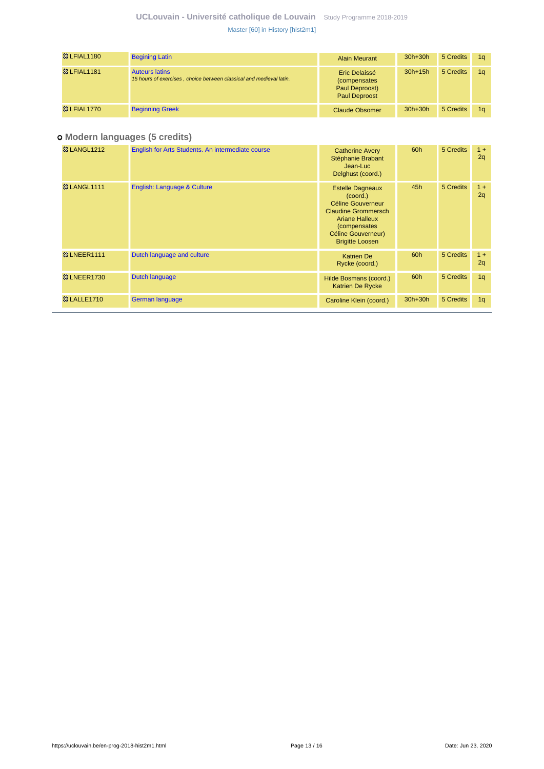| | | | | | |
|---|---|---|---|---|---|
| LFIAL1180 | Begining Latin | Alain Meurant | 30h+30h | 5 Credits | 1q |
| LFIAL1181 | Auteurs latins *15 hours of exercises , choice between classical and medieval latin.* | Eric Delaissé (compensates Paul Deproost) Paul Deproost | 30h+15h | 5 Credits | 1q |
| LFIAL1770 | Beginning Greek | Claude Obsomer | 30h+30h | 5 Credits | 1q |

### Modern languages (5 credits)

| | | | | | |
|---|---|---|---|---|---|
| LANGL1212 | English for Arts Students. An intermediate course | Catherine Avery Stéphanie Brabant Jean-Luc Delghust (coord.) | 60h | 5 Credits | 1 + 2q |
| LANGL1111 | English: Language & Culture | Estelle Dagneaux (coord.) Céline Gouverneur Claudine Grommersch Ariane Halleux (compensates Céline Gouverneur) Brigitte Loosen | 45h | 5 Credits | 1 + 2q |
| LNEER1111 | Dutch language and culture | Katrien De Rycke (coord.) | 60h | 5 Credits | 1 + 2q |
| LNEER1730 | Dutch language | Hilde Bosmans (coord.) Katrien De Rycke | 60h | 5 Credits | 1q |
| LALLE1710 | German language | Caroline Klein (coord.) | 30h+30h | 5 Credits | 1q |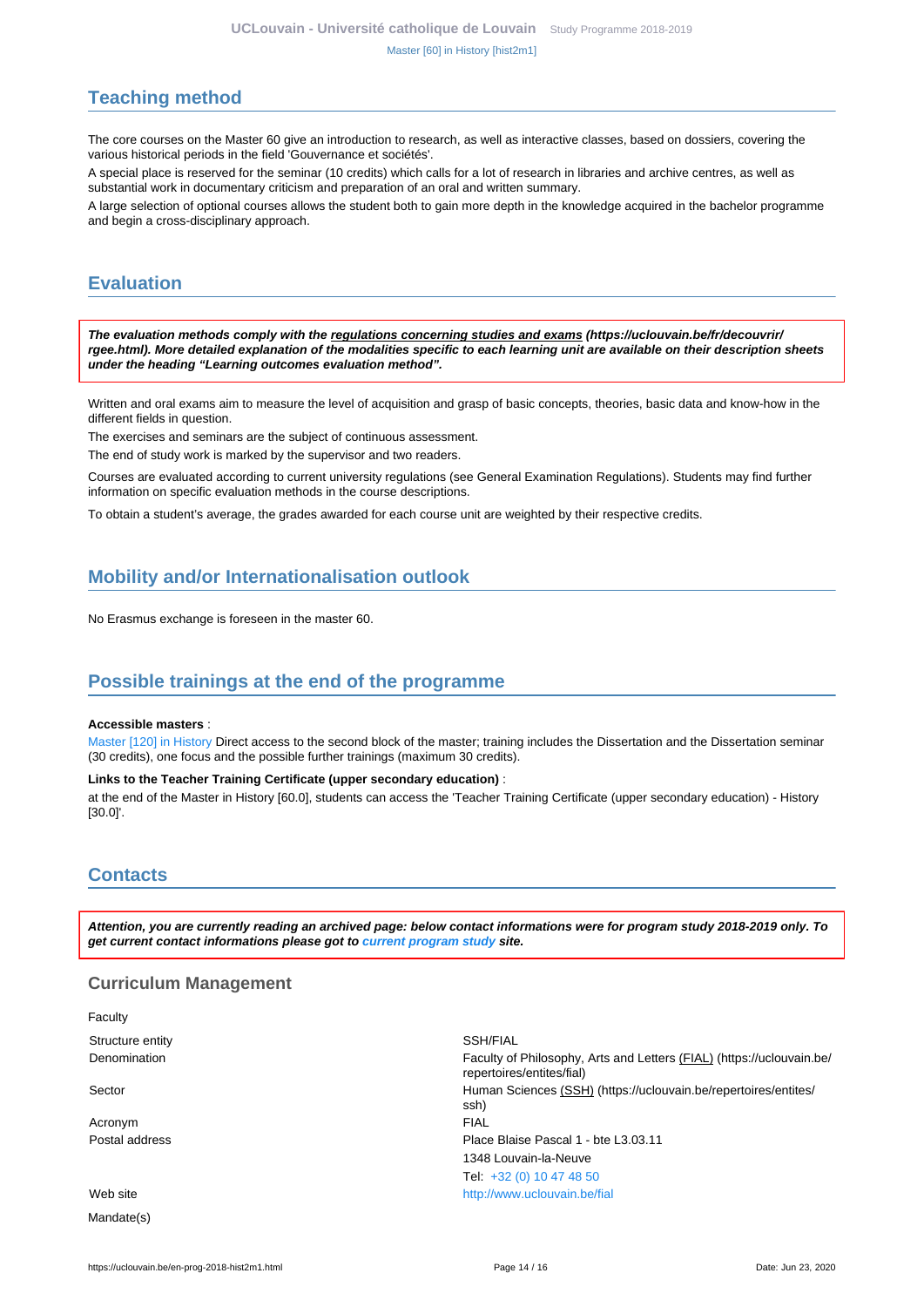## Teaching method

The core courses on the Master 60 give an introduction to research, as well as interactive classes, based on dossiers, covering the various historical periods in the field 'Gouvernance et sociétés'.

A special place is reserved for the seminar (10 credits) which calls for a lot of research in libraries and archive centres, as well as substantial work in documentary criticism and preparation of an oral and written summary.

A large selection of optional courses allows the student both to gain more depth in the knowledge acquired in the bachelor programme and begin a cross-disciplinary approach.

## Evaluation

***The evaluation methods comply with the regulations concerning studies and exams (https://uclouvain.be/fr/decouvrir/rgee.html). More detailed explanation of the modalities specific to each learning unit are available on their description sheets under the heading "Learning outcomes evaluation method".***

Written and oral exams aim to measure the level of acquisition and grasp of basic concepts, theories, basic data and know-how in the different fields in question.

The exercises and seminars are the subject of continuous assessment.

The end of study work is marked by the supervisor and two readers.

Courses are evaluated according to current university regulations (see General Examination Regulations). Students may find further information on specific evaluation methods in the course descriptions.

To obtain a student's average, the grades awarded for each course unit are weighted by their respective credits.

## Mobility and/or Internationalisation outlook

No Erasmus exchange is foreseen in the master 60.

## Possible trainings at the end of the programme

**Accessible masters** :

Master [120] in History Direct access to the second block of the master; training includes the Dissertation and the Dissertation seminar (30 credits), one focus and the possible further trainings (maximum 30 credits).

**Links to the Teacher Training Certificate (upper secondary education)** :

at the end of the Master in History [60.0], students can access the 'Teacher Training Certificate (upper secondary education) - History [30.0]'.

## Contacts

***Attention, you are currently reading an archived page: below contact informations were for program study 2018-2019 only. To get current contact informations please got to current program study site.***

### Curriculum Management

Faculty

| | |
|---|---|
| Structure entity | SSH/FIAL |
| Denomination | Faculty of Philosophy, Arts and Letters (FIAL) (https://uclouvain.be/repertoires/entites/fial) |
| Sector | Human Sciences (SSH) (https://uclouvain.be/repertoires/entites/ssh) |
| Acronym | FIAL |
| Postal address | Place Blaise Pascal 1 - bte L3.03.11<br>1348 Louvain-la-Neuve<br>Tel: +32 (0) 10 47 48 50 |
| Web site | http://www.uclouvain.be/fial |

Mandate(s)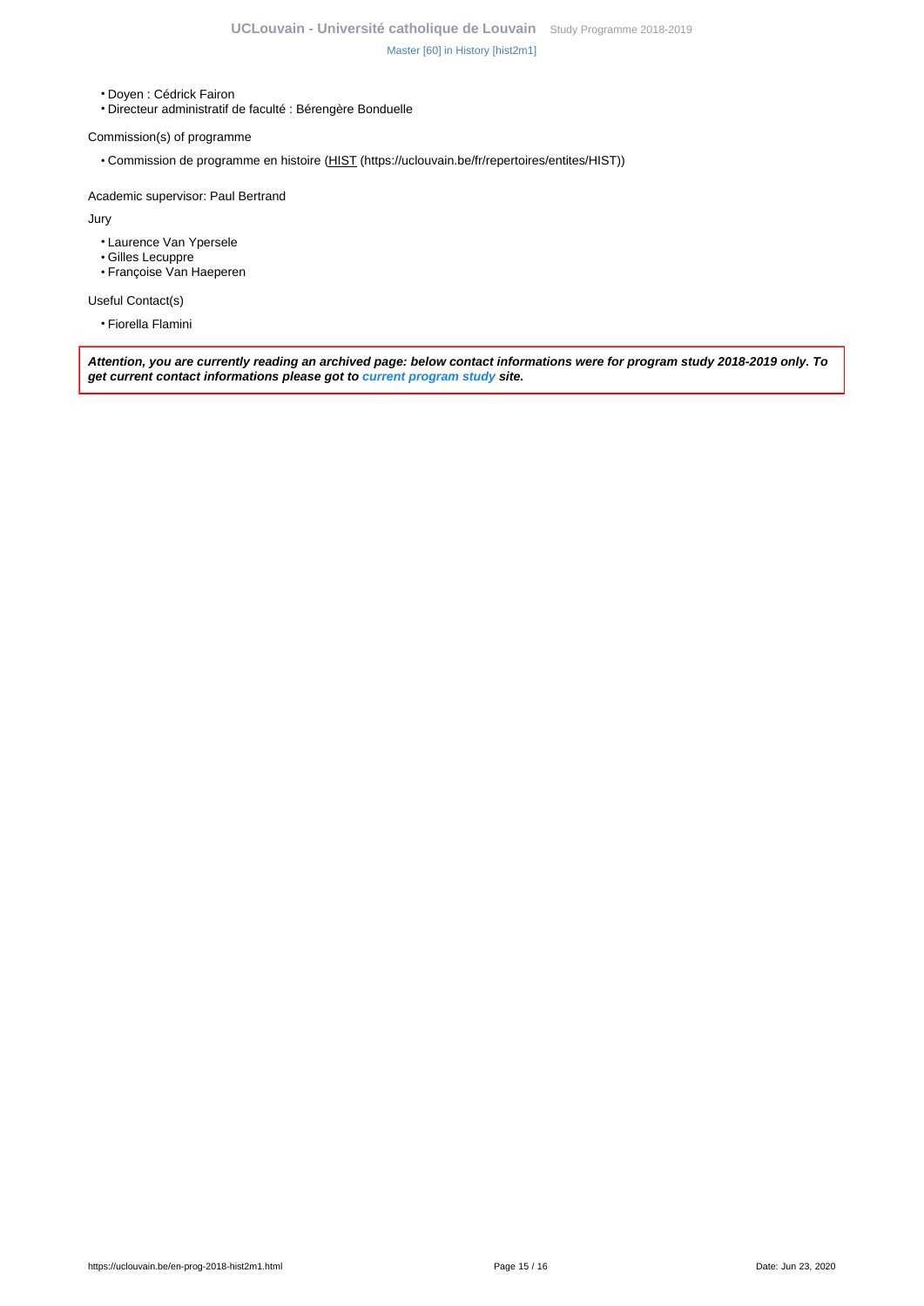- Doyen : Cédrick Fairon
- Directeur administratif de faculté : Bérengère Bonduelle

Commission(s) of programme

- Commission de programme en histoire (HIST (https://uclouvain.be/fr/repertoires/entites/HIST))

Academic supervisor: Paul Bertrand

Jury

- Laurence Van Ypersele
- Gilles Lecuppre
- Françoise Van Haeperen

Useful Contact(s)

- Fiorella Flamini

***Attention, you are currently reading an archived page: below contact informations were for program study 2018-2019 only. To get current contact informations please got to current program study site.***